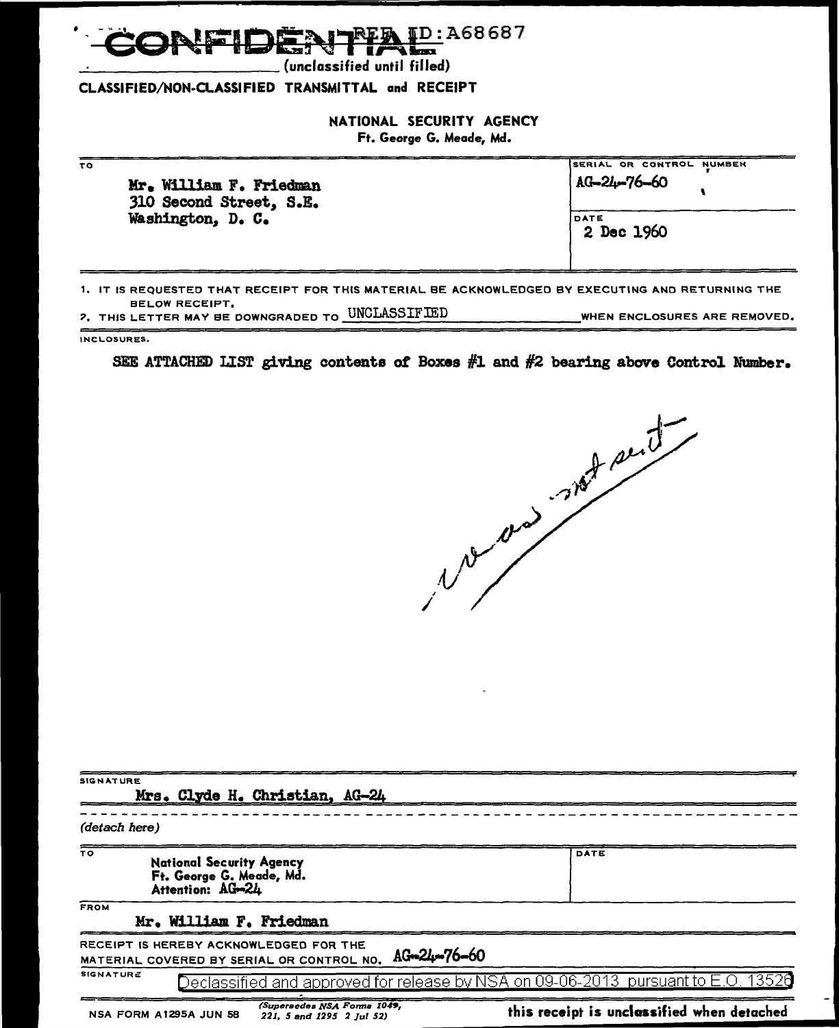CONFIDENTIAL REF ID:A68687

\_\_\_\_\_\_\_\_\_\_\_\_ (unclassified until filled)

**CLASSIFIED/NON-CLASSIFIED TRANSMITTAL and RECEIPT**

**NATIONAL SECURITY AGENCY**
Ft. George G. Meade, Md.

| TO | SERIAL OR CONTROL NUMBER |
|---|---|
| Mr. William F. Friedman<br>310 Second Street, S.E.<br>Washington, D. C. | AG-24-76-60 |
| | DATE<br>2 Dec 1960 |

1. IT IS REQUESTED THAT RECEIPT FOR THIS MATERIAL BE ACKNOWLEDGED BY EXECUTING AND RETURNING THE BELOW RECEIPT.
2. THIS LETTER MAY BE DOWNGRADED TO UNCLASSIFIED WHEN ENCLOSURES ARE REMOVED.

INCLOSURES.

SEE ATTACHED LIST giving contents of Boxes #1 and #2 bearing above Control Number.

*1 was not sent*

SIGNATURE

Mrs. Clyde H. Christian, AG-24

*(detach here)*

| TO | DATE |
|---|---|
| National Security Agency<br>Ft. George G. Meade, Md.<br>Attention: AG-24 | |

FROM

Mr. William F. Friedman

RECEIPT IS HEREBY ACKNOWLEDGED FOR THE MATERIAL COVERED BY SERIAL OR CONTROL NO. AG-24-76-60

SIGNATURE

Declassified and approved for release by NSA on 09-06-2013 pursuant to E.O. 13526

NSA FORM A1295A JUN 58 *(Supersedes NSA Forms 1049, 221, 5 and 1295 2 Jul 52)*

this receipt is unclassified when detached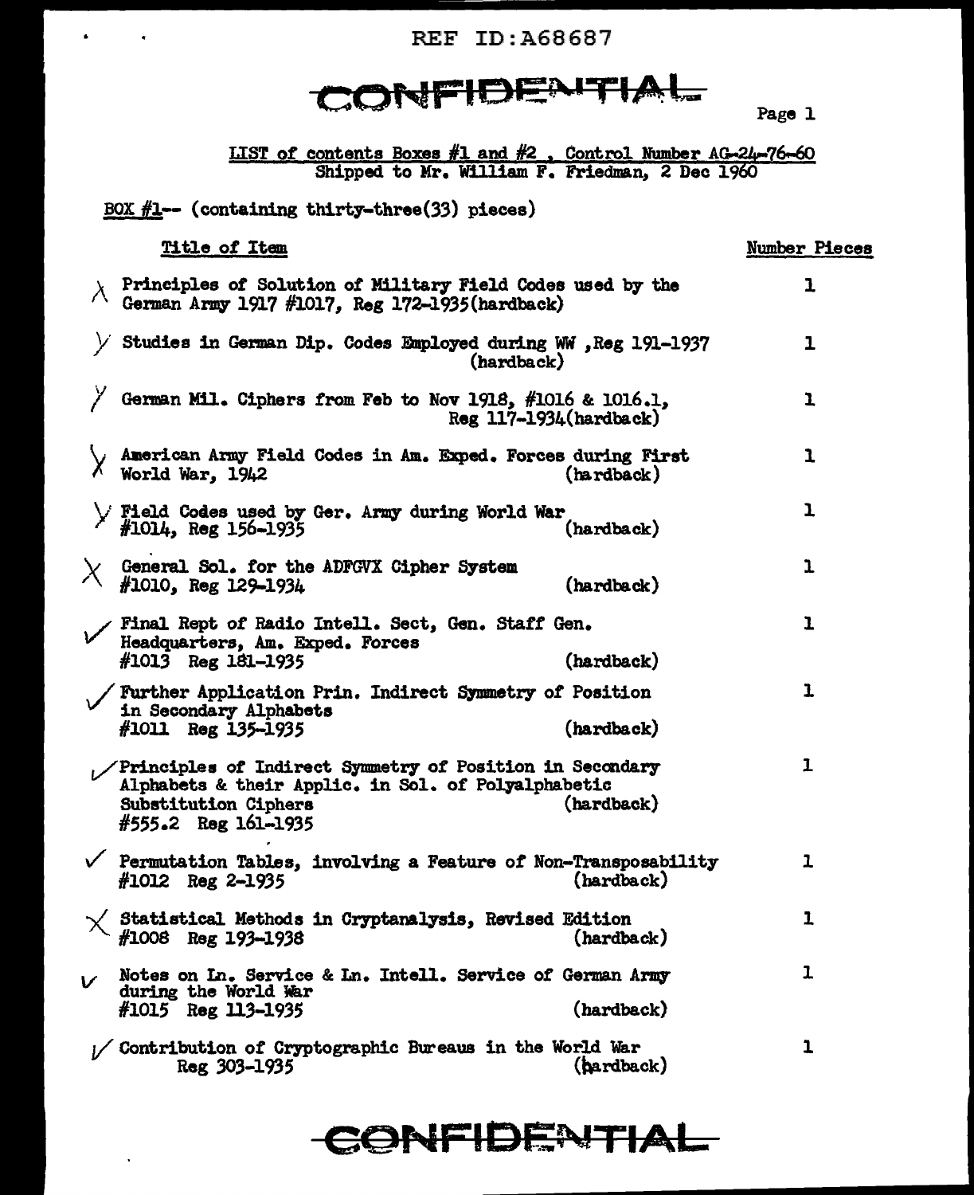REF ID:A68687

CONFIDENTIAL

LIST of contents Boxes #1 and #2 , Control Number AG-24-76-60
Shipped to Mr. William F. Friedman, 2 Dec 1960

BOX #1-- (containing thirty-three(33) pieces)

| Title of Item | Number Pieces |
| --- | --- |
| Principles of Solution of Military Field Codes used by the German Army 1917 #1017, Reg 172-1935(hardback) | 1 |
| Studies in German Dip. Codes Employed during WW ,Reg 191-1937 (hardback) | 1 |
| German Mil. Ciphers from Feb to Nov 1918, #1016 & 1016.1, Reg 117-1934(hardback) | 1 |
| American Army Field Codes in Am. Exped. Forces during First World War, 1942 (hardback) | 1 |
| Field Codes used by Ger. Army during World War #1014, Reg 156-1935 (hardback) | 1 |
| General Sol. for the ADFGVX Cipher System #1010, Reg 129-1934 (hardback) | 1 |
| Final Rept of Radio Intell. Sect, Gen. Staff Gen. Headquarters, Am. Exped. Forces #1013 Reg 181-1935 (hardback) | 1 |
| Further Application Prin. Indirect Symmetry of Position in Secondary Alphabets #1011 Reg 135-1935 (hardback) | 1 |
| Principles of Indirect Symmetry of Position in Secondary Alphabets & their Applic. in Sol. of Polyalphabetic Substitution Ciphers (hardback) #555.2 Reg 161-1935 | 1 |
| Permutation Tables, involving a Feature of Non-Transposability #1012 Reg 2-1935 (hardback) | 1 |
| Statistical Methods in Cryptanalysis, Revised Edition #1008 Reg 193-1938 (hardback) | 1 |
| Notes on In. Service & In. Intell. Service of German Army during the World War #1015 Reg 113-1935 (hardback) | 1 |
| Contribution of Cryptographic Bureaus in the World War Reg 303-1935 (hardback) | 1 |

CONFIDENTIAL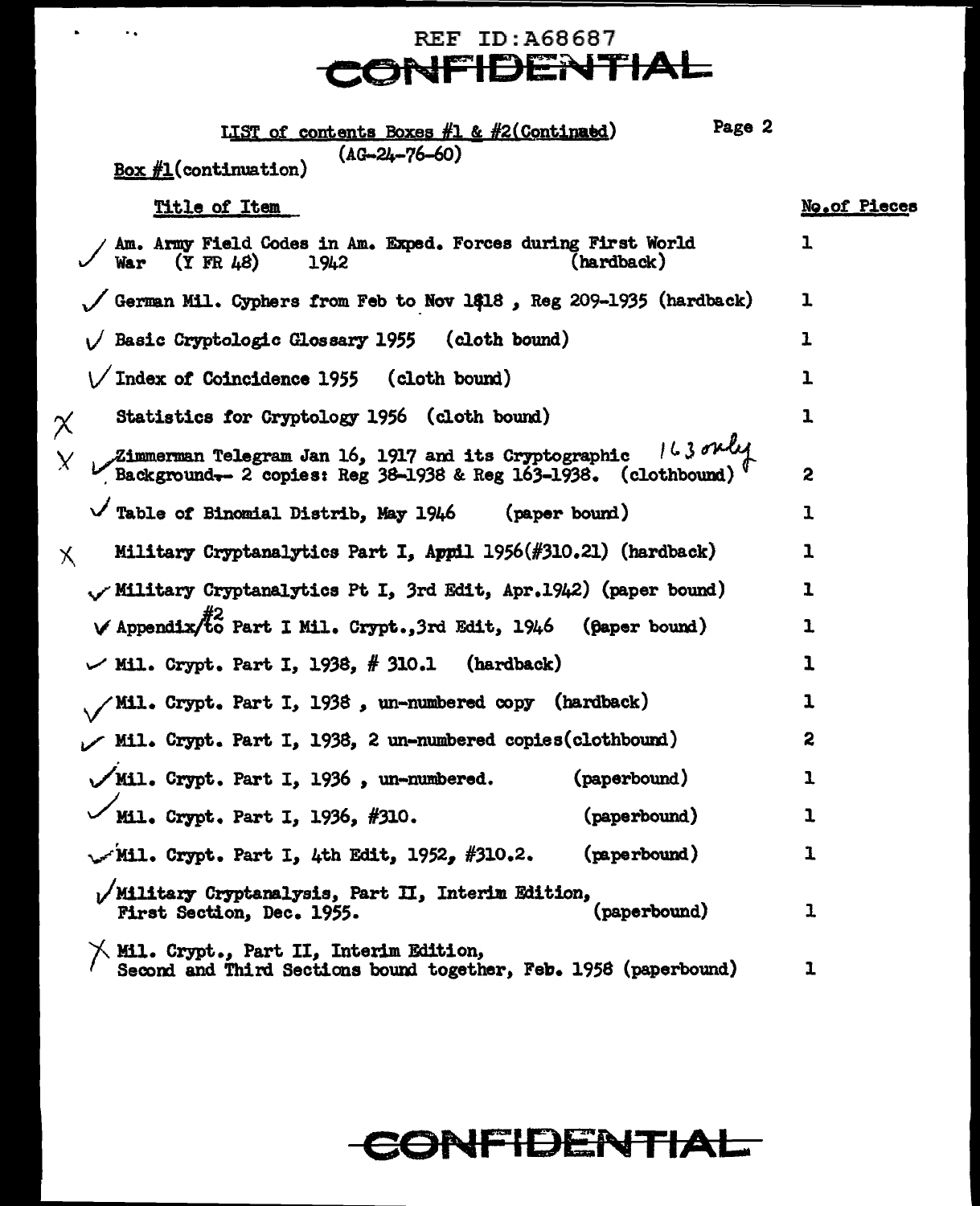REF ID:A68687

CONFIDENTIAL

LIST of contents Boxes #1 & #2(Continued)

(AG-24-76-60)

Box #1(continuation)

| Title of Item | No.of Pieces |
|---|---|
| ✓ Am. Army Field Codes in Am. Exped. Forces during First World War (Y FR 48) 1942 (hardback) | 1 |
| ✓ German Mil. Cyphers from Feb to Nov 1918 , Reg 209-1935 (hardback) | 1 |
| ✓ Basic Cryptologic Glossary 1955 (cloth bound) | 1 |
| ✓ Index of Coincidence 1955 (cloth bound) | 1 |
| X Statistics for Cryptology 1956 (cloth bound) | 1 |
| X ✓ Zimmerman Telegram Jan 16, 1917 and its Cryptographic Background.- 2 copies: Reg 38-1938 & Reg 163-1938. (clothbound) *163 only* | 2 |
| ✓ Table of Binomial Distrib, May 1946 (paper bound) | 1 |
| X Military Cryptanalytics Part I, April 1956(#310.21) (hardback) | 1 |
| ✓ Military Cryptanalytics Pt I, 3rd Edit, Apr.1942) (paper bound) | 1 |
| ✓ Appendix #2 to Part I Mil. Crypt.,3rd Edit, 1946 (paper bound) | 1 |
| ✓ Mil. Crypt. Part I, 1938, # 310.1 (hardback) | 1 |
| ✓ Mil. Crypt. Part I, 1938 , un-numbered copy (hardback) | 1 |
| ✓ Mil. Crypt. Part I, 1938, 2 un-numbered copies(clothbound) | 2 |
| ✓ Mil. Crypt. Part I, 1936 , un-numbered. (paperbound) | 1 |
| ✓ Mil. Crypt. Part I, 1936, #310. (paperbound) | 1 |
| ✓ Mil. Crypt. Part I, 4th Edit, 1952, #310.2. (paperbound) | 1 |
| ✓ Military Cryptanalysis, Part II, Interim Edition, First Section, Dec. 1955. (paperbound) | 1 |
| X Mil. Crypt., Part II, Interim Edition, Second and Third Sections bound together, Feb. 1958 (paperbound) | 1 |

CONFIDENTIAL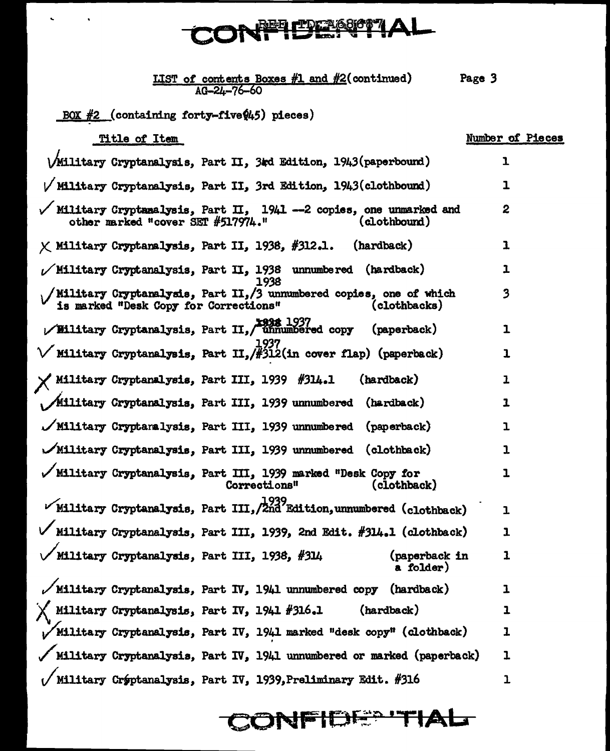CONFIDENTIAL

REF ID:A68687

LIST of contents Boxes #1 and #2 (continued) AG-24-76-60

BOX #2 (containing forty-five (45) pieces)

| Title of Item | Number of Pieces |
|---|---|
| ✓ Military Cryptanalysis, Part II, 3rd Edition, 1943 (paperbound) | 1 |
| ✓ Military Cryptanalysis, Part II, 3rd Edition, 1943 (clothbound) | 1 |
| ✓ Military Cryptanalysis, Part II, 1941 --2 copies, one unmarked and other marked "cover SET #517974." (clothbound) | 2 |
| X Military Cryptanalysis, Part II, 1938, #312.1. (hardback) | 1 |
| ✓ Military Cryptanalysis, Part II, 1938 unnumbered (hardback) | 1 |
| ✓ Military Cryptanalysis, Part II, 1938 3 unnumbered copies, one of which is marked "Desk Copy for Corrections" (clothbacks) | 3 |
| ✓ Military Cryptanalysis, Part II, 1937 unnumbered copy (paperback) | 1 |
| ✓ Military Cryptanalysis, Part II, 1937 #312 (in cover flap) (paperback) | 1 |
| X Military Cryptanalysis, Part III, 1939 #314.1 (hardback) | 1 |
| ✓ Military Cryptanalysis, Part III, 1939 unnumbered (hardback) | 1 |
| ✓ Military Cryptanalysis, Part III, 1939 unnumbered (paperback) | 1 |
| ✓ Military Cryptanalysis, Part III, 1939 unnumbered (clothback) | 1 |
| ✓ Military Cryptanalysis, Part III, 1939 marked "Desk Copy for Corrections" (clothback) | 1 |
| ✓ Military Cryptanalysis, Part III, 1939 2nd Edition, unnumbered (clothback) | 1 |
| ✓ Military Cryptanalysis, Part III, 1939, 2nd Edit. #314.1 (clothback) | 1 |
| ✓ Military Cryptanalysis, Part III, 1938, #314 (paperback in a folder) | 1 |
| ✓ Military Cryptanalysis, Part IV, 1941 unnumbered copy (hardback) | 1 |
| X Military Cryptanalysis, Part IV, 1941 #316.1 (hardback) | 1 |
| ✓ Military Cryptanalysis, Part IV, 1941 marked "desk copy" (clothback) | 1 |
| ✓ Military Cryptanalysis, Part IV, 1941 unnumbered or marked (paperback) | 1 |
| ✓ Military Cryptanalysis, Part IV, 1939, Preliminary Edit. #316 | 1 |

CONFIDENTIAL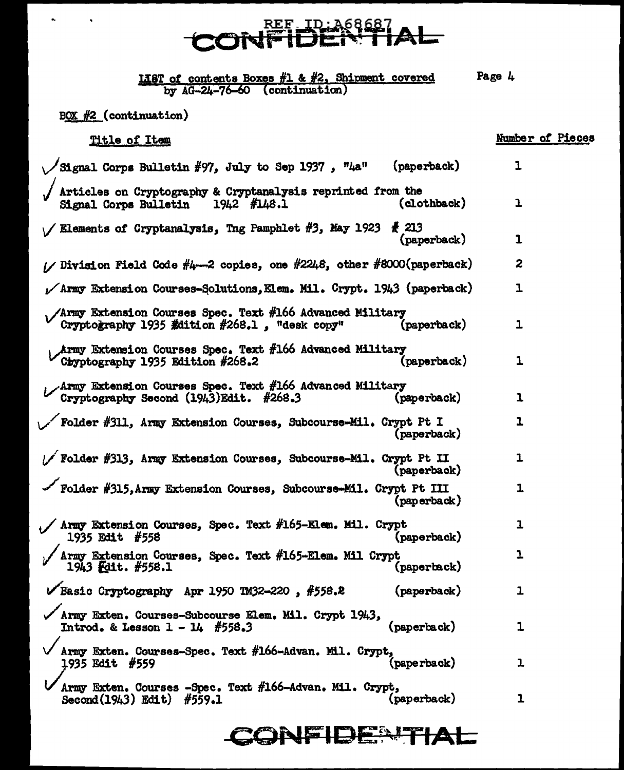REF ID:A68687

**CONFIDENTIAL**

LIST of contents Boxes #1 & #2, Shipment covered by AG-24-76-60 (continuation)

BOX #2 (continuation)

| Title of Item | Number of Pieces |
|---|---|
| ✓ Signal Corps Bulletin #97, July to Sep 1937, "4a" (paperback) | 1 |
| ✓ Articles on Cryptography & Cryptanalysis reprinted from the Signal Corps Bulletin 1942 #148.1 (clothback) | 1 |
| ✓ Elements of Cryptanalysis, Tng Pamphlet #3, May 1923 # 213 (paperback) | 1 |
| ✓ Division Field Code #4--2 copies, one #2248, other #8000(paperback) | 2 |
| ✓ Army Extension Courses-Solutions, Elem. Mil. Crypt. 1943 (paperback) | 1 |
| ✓ Army Extension Courses Spec. Text #166 Advanced Military Cryptography 1935 Edition #268.1, "desk copy" (paperback) | 1 |
| ✓ Army Extension Courses Spec. Text #166 Advanced Military Cryptography 1935 Edition #268.2 (paperback) | 1 |
| ✓ Army Extension Courses Spec. Text #166 Advanced Military Cryptography Second (1943)Edit. #268.3 (paperback) | 1 |
| ✓ Folder #311, Army Extension Courses, Subcourse-Mil. Crypt Pt I (paperback) | 1 |
| ✓ Folder #313, Army Extension Courses, Subcourse-Mil. Crypt Pt II (paperback) | 1 |
| ✓ Folder #315, Army Extension Courses, Subcourse-Mil. Crypt Pt III (paperback) | 1 |
| ✓ Army Extension Courses, Spec. Text #165-Elem. Mil. Crypt 1935 Edit #558 (paperback) | 1 |
| ✓ Army Extension Courses, Spec. Text #165-Elem. Mil Crypt 1943 Edit. #558.1 (paperback) | 1 |
| ✓ Basic Cryptography Apr 1950 TM32-220, #558.2 (paperback) | 1 |
| ✓ Army Exten. Courses-Subcourse Elem. Mil. Crypt 1943, Introd. & Lesson 1 - 14 #558.3 (paperback) | 1 |
| ✓ Army Exten. Courses-Spec. Text #166-Advan. Mil. Crypt, 1935 Edit #559 (paperback) | 1 |
| ✓ Army Exten. Courses -Spec. Text #166-Advan. Mil. Crypt, Second(1943) Edit) #559.1 (paperback) | 1 |

**CONFIDENTIAL**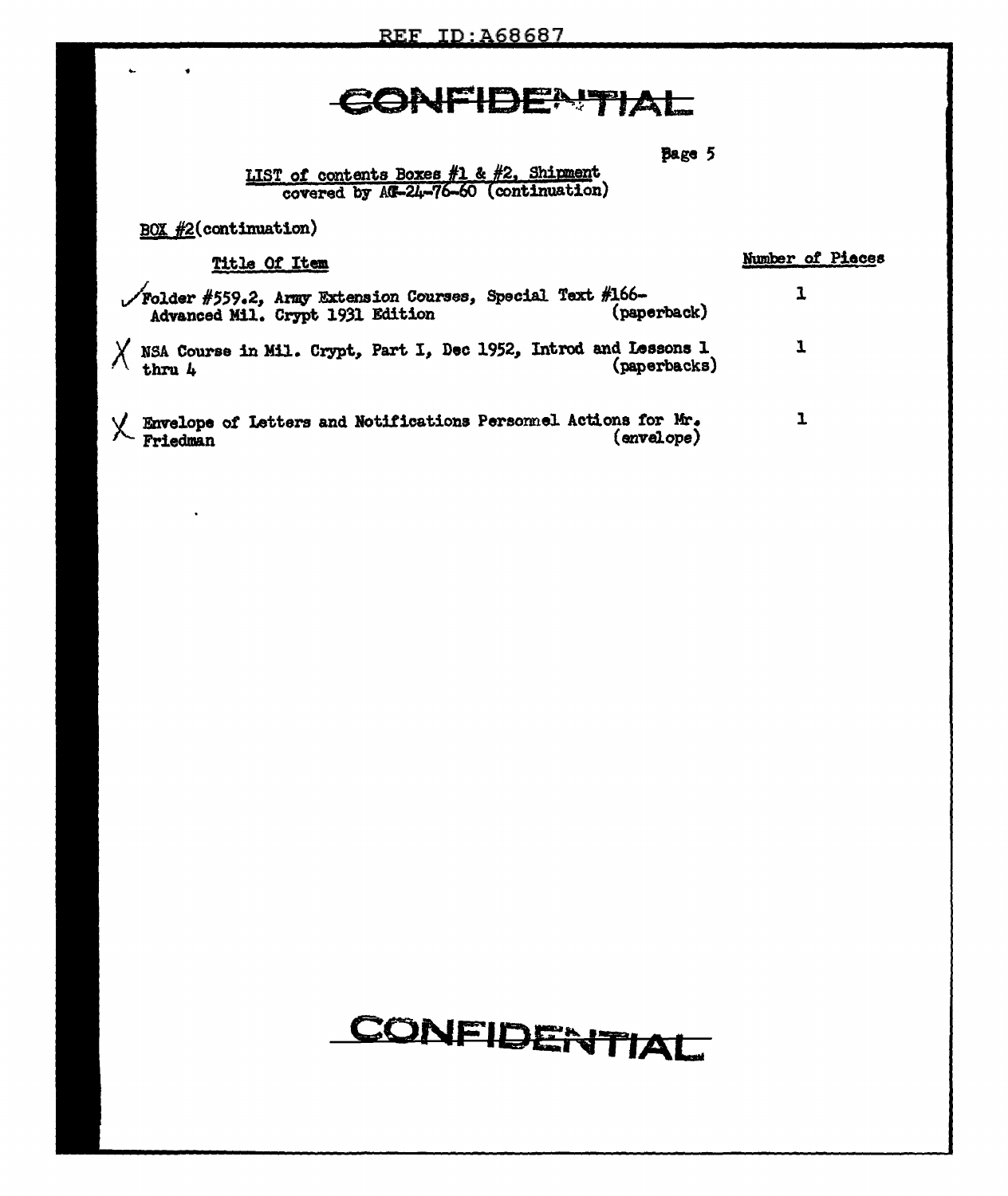CONFIDENTIAL

LIST of contents Boxes #1 & #2, Shipment covered by AG-24-76-60 (continuation)

BOX #2(continuation)

| Title Of Item | Number of Pieces |
| --- | --- |
| ✓ Folder #559.2, Army Extension Courses, Special Text #166-Advanced Mil. Crypt 1931 Edition (paperback) | 1 |
| X NSA Course in Mil. Crypt, Part I, Dec 1952, Introd and Lessons 1 thru 4 (paperbacks) | 1 |
| X Envelope of Letters and Notifications Personnel Actions for Mr. Friedman (envelope) | 1 |

CONFIDENTIAL